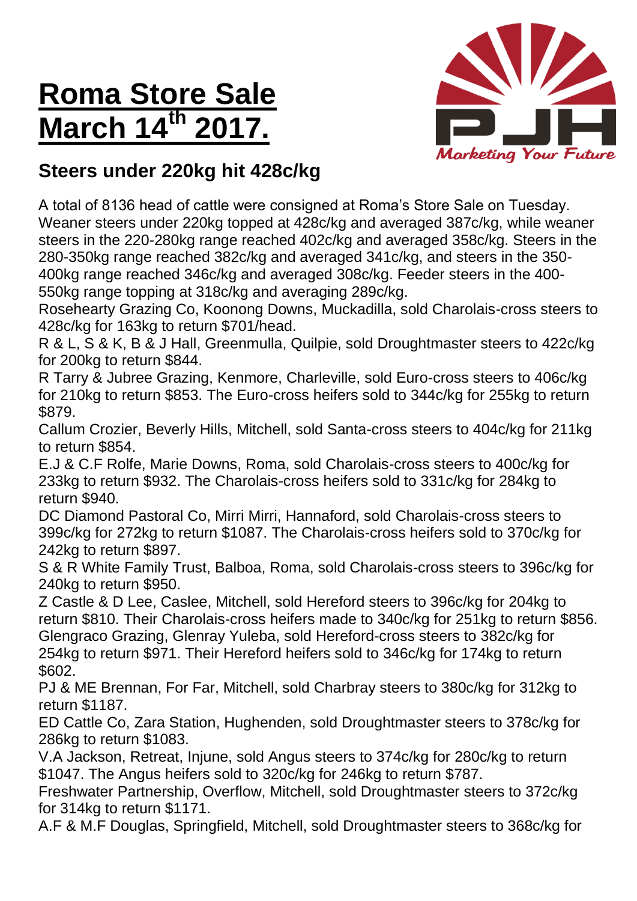# Roma Store Sale March 14th 2017.

PJH *Marketing Your Future*

## Steers under 220kg hit 428c/kg

A total of 8136 head of cattle were consigned at Roma's Store Sale on Tuesday. Weaner steers under 220kg topped at 428c/kg and averaged 387c/kg, while weaner steers in the 220-280kg range reached 402c/kg and averaged 358c/kg. Steers in the 280-350kg range reached 382c/kg and averaged 341c/kg, and steers in the 350-400kg range reached 346c/kg and averaged 308c/kg. Feeder steers in the 400-550kg range topping at 318c/kg and averaging 289c/kg.

Rosehearty Grazing Co, Koonong Downs, Muckadilla, sold Charolais-cross steers to 428c/kg for 163kg to return $701/head.

R & L, S & K, B & J Hall, Greenmulla, Quilpie, sold Droughtmaster steers to 422c/kg for 200kg to return $844.

R Tarry & Jubree Grazing, Kenmore, Charleville, sold Euro-cross steers to 406c/kg for 210kg to return $853. The Euro-cross heifers sold to 344c/kg for 255kg to return $879.

Callum Crozier, Beverly Hills, Mitchell, sold Santa-cross steers to 404c/kg for 211kg to return $854.

E.J & C.F Rolfe, Marie Downs, Roma, sold Charolais-cross steers to 400c/kg for 233kg to return $932. The Charolais-cross heifers sold to 331c/kg for 284kg to return $940.

DC Diamond Pastoral Co, Mirri Mirri, Hannaford, sold Charolais-cross steers to 399c/kg for 272kg to return $1087. The Charolais-cross heifers sold to 370c/kg for 242kg to return $897.

S & R White Family Trust, Balboa, Roma, sold Charolais-cross steers to 396c/kg for 240kg to return $950.

Z Castle & D Lee, Caslee, Mitchell, sold Hereford steers to 396c/kg for 204kg to return $810. Their Charolais-cross heifers made to 340c/kg for 251kg to return $856.

Glengraco Grazing, Glenray Yuleba, sold Hereford-cross steers to 382c/kg for 254kg to return $971. Their Hereford heifers sold to 346c/kg for 174kg to return $602.

PJ & ME Brennan, For Far, Mitchell, sold Charbray steers to 380c/kg for 312kg to return $1187.

ED Cattle Co, Zara Station, Hughenden, sold Droughtmaster steers to 378c/kg for 286kg to return $1083.

V.A Jackson, Retreat, Injune, sold Angus steers to 374c/kg for 280c/kg to return $1047. The Angus heifers sold to 320c/kg for 246kg to return $787.

Freshwater Partnership, Overflow, Mitchell, sold Droughtmaster steers to 372c/kg for 314kg to return $1171.

A.F & M.F Douglas, Springfield, Mitchell, sold Droughtmaster steers to 368c/kg for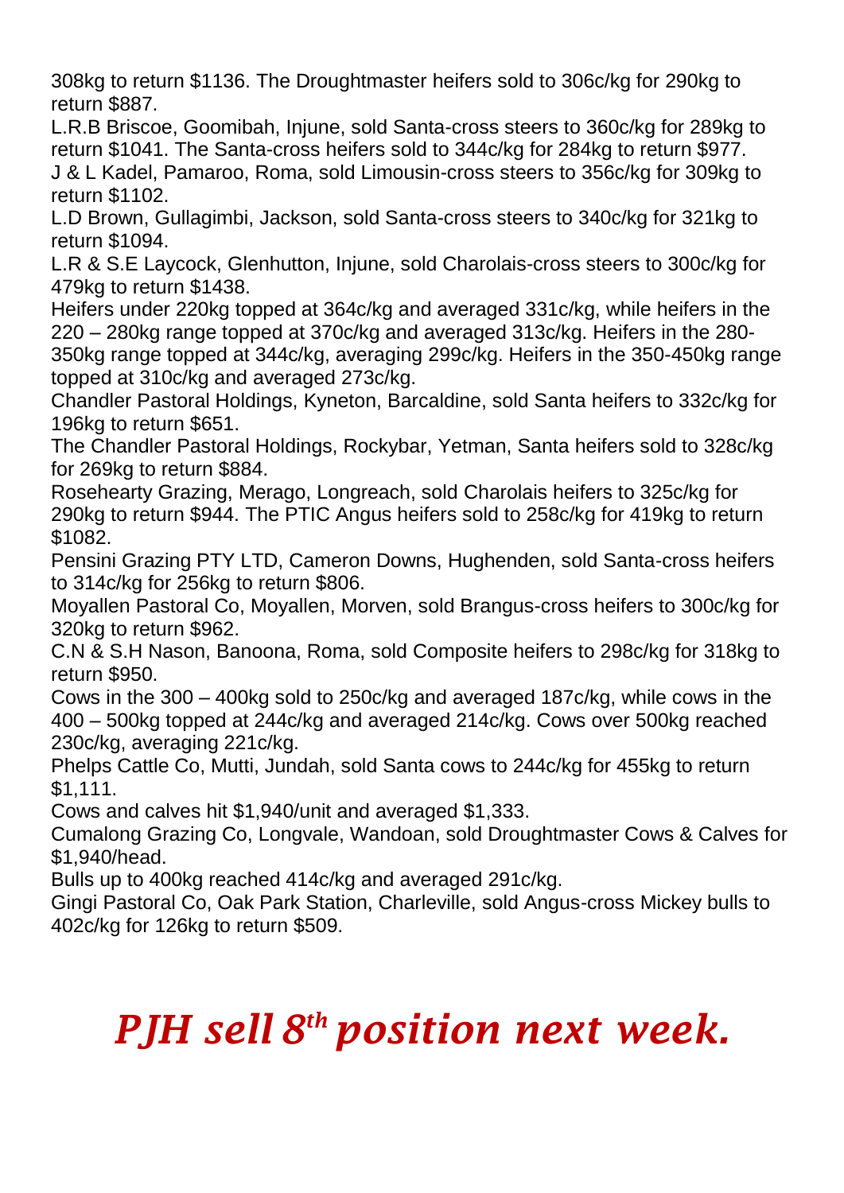308kg to return $1136. The Droughtmaster heifers sold to 306c/kg for 290kg to return $887.

L.R.B Briscoe, Goomibah, Injune, sold Santa-cross steers to 360c/kg for 289kg to return $1041. The Santa-cross heifers sold to 344c/kg for 284kg to return $977.

J & L Kadel, Pamaroo, Roma, sold Limousin-cross steers to 356c/kg for 309kg to return $1102.

L.D Brown, Gullagimbi, Jackson, sold Santa-cross steers to 340c/kg for 321kg to return $1094.

L.R & S.E Laycock, Glenhutton, Injune, sold Charolais-cross steers to 300c/kg for 479kg to return $1438.

Heifers under 220kg topped at 364c/kg and averaged 331c/kg, while heifers in the 220 – 280kg range topped at 370c/kg and averaged 313c/kg. Heifers in the 280-350kg range topped at 344c/kg, averaging 299c/kg. Heifers in the 350-450kg range topped at 310c/kg and averaged 273c/kg.

Chandler Pastoral Holdings, Kyneton, Barcaldine, sold Santa heifers to 332c/kg for 196kg to return $651.

The Chandler Pastoral Holdings, Rockybar, Yetman, Santa heifers sold to 328c/kg for 269kg to return $884.

Rosehearty Grazing, Merago, Longreach, sold Charolais heifers to 325c/kg for 290kg to return $944. The PTIC Angus heifers sold to 258c/kg for 419kg to return $1082.

Pensini Grazing PTY LTD, Cameron Downs, Hughenden, sold Santa-cross heifers to 314c/kg for 256kg to return $806.

Moyallen Pastoral Co, Moyallen, Morven, sold Brangus-cross heifers to 300c/kg for 320kg to return $962.

C.N & S.H Nason, Banoona, Roma, sold Composite heifers to 298c/kg for 318kg to return $950.

Cows in the 300 – 400kg sold to 250c/kg and averaged 187c/kg, while cows in the 400 – 500kg topped at 244c/kg and averaged 214c/kg. Cows over 500kg reached 230c/kg, averaging 221c/kg.

Phelps Cattle Co, Mutti, Jundah, sold Santa cows to 244c/kg for 455kg to return $1,111.

Cows and calves hit $1,940/unit and averaged $1,333.

Cumalong Grazing Co, Longvale, Wandoan, sold Droughtmaster Cows & Calves for $1,940/head.

Bulls up to 400kg reached 414c/kg and averaged 291c/kg.

Gingi Pastoral Co, Oak Park Station, Charleville, sold Angus-cross Mickey bulls to 402c/kg for 126kg to return $509.

## *PJH sell 8th position next week.*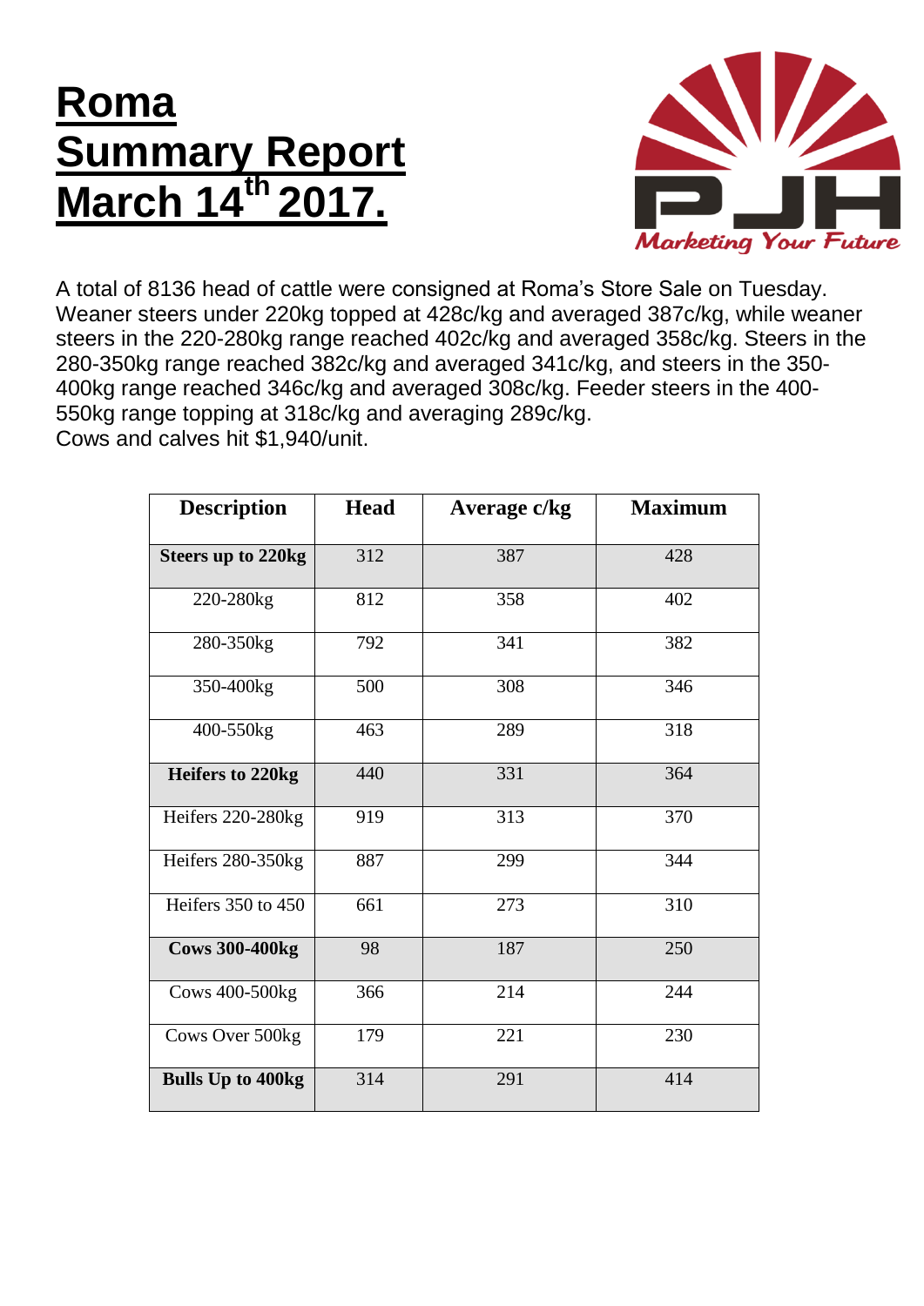# Roma Summary Report March 14th 2017.

Marketing Your Future

A total of 8136 head of cattle were consigned at Roma's Store Sale on Tuesday. Weaner steers under 220kg topped at 428c/kg and averaged 387c/kg, while weaner steers in the 220-280kg range reached 402c/kg and averaged 358c/kg. Steers in the 280-350kg range reached 382c/kg and averaged 341c/kg, and steers in the 350-400kg range reached 346c/kg and averaged 308c/kg. Feeder steers in the 400-550kg range topping at 318c/kg and averaging 289c/kg.
Cows and calves hit $1,940/unit.

| Description | Head | Average c/kg | Maximum |
|---|---|---|---|
| **Steers up to 220kg** | 312 | 387 | 428 |
| 220-280kg | 812 | 358 | 402 |
| 280-350kg | 792 | 341 | 382 |
| 350-400kg | 500 | 308 | 346 |
| 400-550kg | 463 | 289 | 318 |
| **Heifers to 220kg** | 440 | 331 | 364 |
| Heifers 220-280kg | 919 | 313 | 370 |
| Heifers 280-350kg | 887 | 299 | 344 |
| Heifers 350 to 450 | 661 | 273 | 310 |
| **Cows 300-400kg** | 98 | 187 | 250 |
| Cows 400-500kg | 366 | 214 | 244 |
| Cows Over 500kg | 179 | 221 | 230 |
| **Bulls Up to 400kg** | 314 | 291 | 414 |